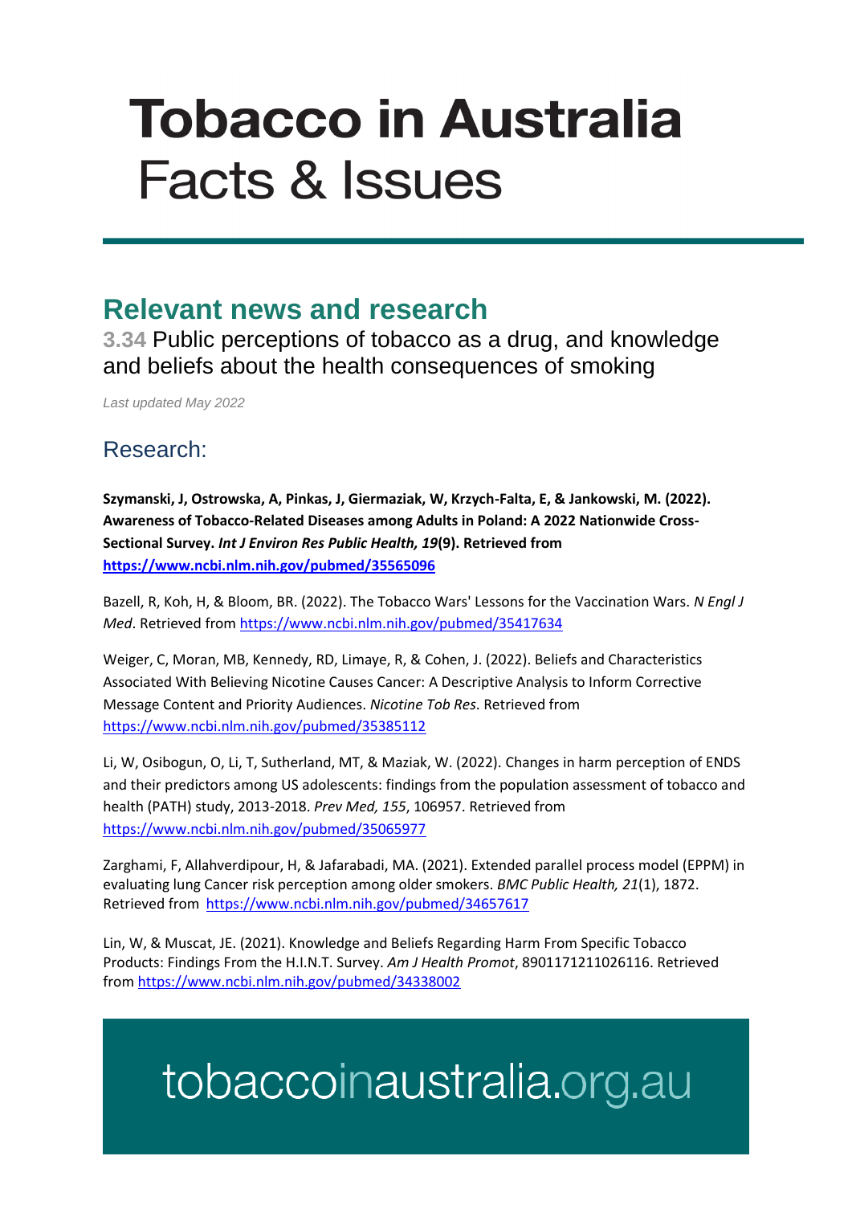# Tobacco in Australia
# Facts & Issues

## Relevant news and research

**3.34** Public perceptions of tobacco as a drug, and knowledge and beliefs about the health consequences of smoking

*Last updated May 2022*

### Research:

**Szymanski, J, Ostrowska, A, Pinkas, J, Giermaziak, W, Krzych-Falta, E, & Jankowski, M. (2022). Awareness of Tobacco-Related Diseases among Adults in Poland: A 2022 Nationwide Cross-Sectional Survey. *Int J Environ Res Public Health, 19*(9). Retrieved from https://www.ncbi.nlm.nih.gov/pubmed/35565096**

Bazell, R, Koh, H, & Bloom, BR. (2022). The Tobacco Wars' Lessons for the Vaccination Wars. *N Engl J Med*. Retrieved from https://www.ncbi.nlm.nih.gov/pubmed/35417634

Weiger, C, Moran, MB, Kennedy, RD, Limaye, R, & Cohen, J. (2022). Beliefs and Characteristics Associated With Believing Nicotine Causes Cancer: A Descriptive Analysis to Inform Corrective Message Content and Priority Audiences. *Nicotine Tob Res*. Retrieved from https://www.ncbi.nlm.nih.gov/pubmed/35385112

Li, W, Osibogun, O, Li, T, Sutherland, MT, & Maziak, W. (2022). Changes in harm perception of ENDS and their predictors among US adolescents: findings from the population assessment of tobacco and health (PATH) study, 2013-2018. *Prev Med, 155*, 106957. Retrieved from https://www.ncbi.nlm.nih.gov/pubmed/35065977

Zarghami, F, Allahverdipour, H, & Jafarabadi, MA. (2021). Extended parallel process model (EPPM) in evaluating lung Cancer risk perception among older smokers. *BMC Public Health, 21*(1), 1872. Retrieved from https://www.ncbi.nlm.nih.gov/pubmed/34657617

Lin, W, & Muscat, JE. (2021). Knowledge and Beliefs Regarding Harm From Specific Tobacco Products: Findings From the H.I.N.T. Survey. *Am J Health Promot*, 8901171211026116. Retrieved from https://www.ncbi.nlm.nih.gov/pubmed/34338002

tobaccoinaustralia.org.au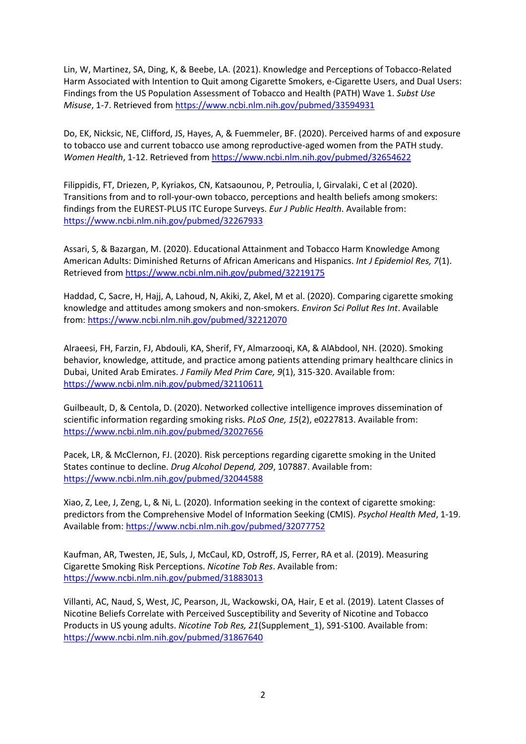Lin, W, Martinez, SA, Ding, K, & Beebe, LA. (2021). Knowledge and Perceptions of Tobacco-Related Harm Associated with Intention to Quit among Cigarette Smokers, e-Cigarette Users, and Dual Users: Findings from the US Population Assessment of Tobacco and Health (PATH) Wave 1. *Subst Use Misuse*, 1-7. Retrieved from https://www.ncbi.nlm.nih.gov/pubmed/33594931

Do, EK, Nicksic, NE, Clifford, JS, Hayes, A, & Fuemmeler, BF. (2020). Perceived harms of and exposure to tobacco use and current tobacco use among reproductive-aged women from the PATH study. *Women Health*, 1-12. Retrieved from https://www.ncbi.nlm.nih.gov/pubmed/32654622

Filippidis, FT, Driezen, P, Kyriakos, CN, Katsaounou, P, Petroulia, I, Girvalaki, C et al (2020). Transitions from and to roll-your-own tobacco, perceptions and health beliefs among smokers: findings from the EUREST-PLUS ITC Europe Surveys. *Eur J Public Health*. Available from: https://www.ncbi.nlm.nih.gov/pubmed/32267933

Assari, S, & Bazargan, M. (2020). Educational Attainment and Tobacco Harm Knowledge Among American Adults: Diminished Returns of African Americans and Hispanics. *Int J Epidemiol Res, 7*(1). Retrieved from https://www.ncbi.nlm.nih.gov/pubmed/32219175

Haddad, C, Sacre, H, Hajj, A, Lahoud, N, Akiki, Z, Akel, M et al. (2020). Comparing cigarette smoking knowledge and attitudes among smokers and non-smokers. *Environ Sci Pollut Res Int*. Available from: https://www.ncbi.nlm.nih.gov/pubmed/32212070

Alraeesi, FH, Farzin, FJ, Abdouli, KA, Sherif, FY, Almarzooqi, KA, & AlAbdool, NH. (2020). Smoking behavior, knowledge, attitude, and practice among patients attending primary healthcare clinics in Dubai, United Arab Emirates. *J Family Med Prim Care, 9*(1), 315-320. Available from: https://www.ncbi.nlm.nih.gov/pubmed/32110611

Guilbeault, D, & Centola, D. (2020). Networked collective intelligence improves dissemination of scientific information regarding smoking risks. *PLoS One, 15*(2), e0227813. Available from: https://www.ncbi.nlm.nih.gov/pubmed/32027656

Pacek, LR, & McClernon, FJ. (2020). Risk perceptions regarding cigarette smoking in the United States continue to decline. *Drug Alcohol Depend, 209*, 107887. Available from: https://www.ncbi.nlm.nih.gov/pubmed/32044588

Xiao, Z, Lee, J, Zeng, L, & Ni, L. (2020). Information seeking in the context of cigarette smoking: predictors from the Comprehensive Model of Information Seeking (CMIS). *Psychol Health Med*, 1-19. Available from: https://www.ncbi.nlm.nih.gov/pubmed/32077752

Kaufman, AR, Twesten, JE, Suls, J, McCaul, KD, Ostroff, JS, Ferrer, RA et al. (2019). Measuring Cigarette Smoking Risk Perceptions. *Nicotine Tob Res*. Available from: https://www.ncbi.nlm.nih.gov/pubmed/31883013

Villanti, AC, Naud, S, West, JC, Pearson, JL, Wackowski, OA, Hair, E et al. (2019). Latent Classes of Nicotine Beliefs Correlate with Perceived Susceptibility and Severity of Nicotine and Tobacco Products in US young adults. *Nicotine Tob Res, 21*(Supplement_1), S91-S100. Available from: https://www.ncbi.nlm.nih.gov/pubmed/31867640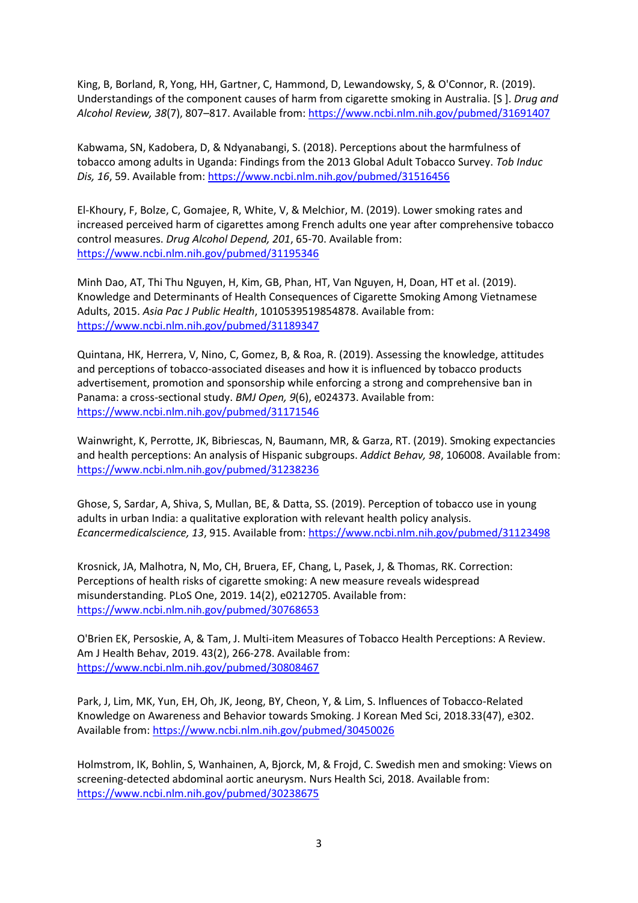King, B, Borland, R, Yong, HH, Gartner, C, Hammond, D, Lewandowsky, S, & O'Connor, R. (2019). Understandings of the component causes of harm from cigarette smoking in Australia. [S ]. *Drug and Alcohol Review, 38*(7), 807–817. Available from: https://www.ncbi.nlm.nih.gov/pubmed/31691407

Kabwama, SN, Kadobera, D, & Ndyanabangi, S. (2018). Perceptions about the harmfulness of tobacco among adults in Uganda: Findings from the 2013 Global Adult Tobacco Survey. *Tob Induc Dis, 16*, 59. Available from: https://www.ncbi.nlm.nih.gov/pubmed/31516456

El-Khoury, F, Bolze, C, Gomajee, R, White, V, & Melchior, M. (2019). Lower smoking rates and increased perceived harm of cigarettes among French adults one year after comprehensive tobacco control measures. *Drug Alcohol Depend, 201*, 65-70. Available from: https://www.ncbi.nlm.nih.gov/pubmed/31195346

Minh Dao, AT, Thi Thu Nguyen, H, Kim, GB, Phan, HT, Van Nguyen, H, Doan, HT et al. (2019). Knowledge and Determinants of Health Consequences of Cigarette Smoking Among Vietnamese Adults, 2015. *Asia Pac J Public Health*, 1010539519854878. Available from: https://www.ncbi.nlm.nih.gov/pubmed/31189347

Quintana, HK, Herrera, V, Nino, C, Gomez, B, & Roa, R. (2019). Assessing the knowledge, attitudes and perceptions of tobacco-associated diseases and how it is influenced by tobacco products advertisement, promotion and sponsorship while enforcing a strong and comprehensive ban in Panama: a cross-sectional study. *BMJ Open, 9*(6), e024373. Available from: https://www.ncbi.nlm.nih.gov/pubmed/31171546

Wainwright, K, Perrotte, JK, Bibriescas, N, Baumann, MR, & Garza, RT. (2019). Smoking expectancies and health perceptions: An analysis of Hispanic subgroups. *Addict Behav, 98*, 106008. Available from: https://www.ncbi.nlm.nih.gov/pubmed/31238236

Ghose, S, Sardar, A, Shiva, S, Mullan, BE, & Datta, SS. (2019). Perception of tobacco use in young adults in urban India: a qualitative exploration with relevant health policy analysis. *Ecancermedicalscience, 13*, 915. Available from: https://www.ncbi.nlm.nih.gov/pubmed/31123498

Krosnick, JA, Malhotra, N, Mo, CH, Bruera, EF, Chang, L, Pasek, J, & Thomas, RK. Correction: Perceptions of health risks of cigarette smoking: A new measure reveals widespread misunderstanding. PLoS One, 2019. 14(2), e0212705. Available from: https://www.ncbi.nlm.nih.gov/pubmed/30768653

O'Brien EK, Persoskie, A, & Tam, J. Multi-item Measures of Tobacco Health Perceptions: A Review. Am J Health Behav, 2019. 43(2), 266-278. Available from: https://www.ncbi.nlm.nih.gov/pubmed/30808467

Park, J, Lim, MK, Yun, EH, Oh, JK, Jeong, BY, Cheon, Y, & Lim, S. Influences of Tobacco-Related Knowledge on Awareness and Behavior towards Smoking. J Korean Med Sci, 2018.33(47), e302. Available from: https://www.ncbi.nlm.nih.gov/pubmed/30450026

Holmstrom, IK, Bohlin, S, Wanhainen, A, Bjorck, M, & Frojd, C. Swedish men and smoking: Views on screening-detected abdominal aortic aneurysm. Nurs Health Sci, 2018. Available from: https://www.ncbi.nlm.nih.gov/pubmed/30238675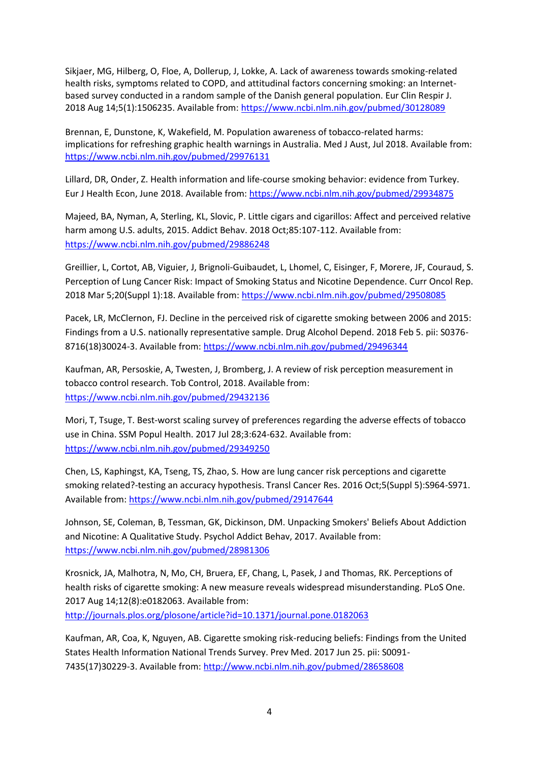Sikjaer, MG, Hilberg, O, Floe, A, Dollerup, J, Lokke, A. Lack of awareness towards smoking-related health risks, symptoms related to COPD, and attitudinal factors concerning smoking: an Internet-based survey conducted in a random sample of the Danish general population. Eur Clin Respir J. 2018 Aug 14;5(1):1506235. Available from: https://www.ncbi.nlm.nih.gov/pubmed/30128089

Brennan, E, Dunstone, K, Wakefield, M. Population awareness of tobacco-related harms: implications for refreshing graphic health warnings in Australia. Med J Aust, Jul 2018. Available from: https://www.ncbi.nlm.nih.gov/pubmed/29976131

Lillard, DR, Onder, Z. Health information and life-course smoking behavior: evidence from Turkey. Eur J Health Econ, June 2018. Available from: https://www.ncbi.nlm.nih.gov/pubmed/29934875

Majeed, BA, Nyman, A, Sterling, KL, Slovic, P. Little cigars and cigarillos: Affect and perceived relative harm among U.S. adults, 2015. Addict Behav. 2018 Oct;85:107-112. Available from: https://www.ncbi.nlm.nih.gov/pubmed/29886248

Greillier, L, Cortot, AB, Viguier, J, Brignoli-Guibaudet, L, Lhomel, C, Eisinger, F, Morere, JF, Couraud, S. Perception of Lung Cancer Risk: Impact of Smoking Status and Nicotine Dependence. Curr Oncol Rep. 2018 Mar 5;20(Suppl 1):18. Available from: https://www.ncbi.nlm.nih.gov/pubmed/29508085

Pacek, LR, McClernon, FJ. Decline in the perceived risk of cigarette smoking between 2006 and 2015: Findings from a U.S. nationally representative sample. Drug Alcohol Depend. 2018 Feb 5. pii: S0376-8716(18)30024-3. Available from: https://www.ncbi.nlm.nih.gov/pubmed/29496344

Kaufman, AR, Persoskie, A, Twesten, J, Bromberg, J. A review of risk perception measurement in tobacco control research. Tob Control, 2018. Available from: https://www.ncbi.nlm.nih.gov/pubmed/29432136

Mori, T, Tsuge, T. Best-worst scaling survey of preferences regarding the adverse effects of tobacco use in China. SSM Popul Health. 2017 Jul 28;3:624-632. Available from: https://www.ncbi.nlm.nih.gov/pubmed/29349250

Chen, LS, Kaphingst, KA, Tseng, TS, Zhao, S. How are lung cancer risk perceptions and cigarette smoking related?-testing an accuracy hypothesis. Transl Cancer Res. 2016 Oct;5(Suppl 5):S964-S971. Available from: https://www.ncbi.nlm.nih.gov/pubmed/29147644

Johnson, SE, Coleman, B, Tessman, GK, Dickinson, DM. Unpacking Smokers' Beliefs About Addiction and Nicotine: A Qualitative Study. Psychol Addict Behav, 2017. Available from: https://www.ncbi.nlm.nih.gov/pubmed/28981306

Krosnick, JA, Malhotra, N, Mo, CH, Bruera, EF, Chang, L, Pasek, J and Thomas, RK. Perceptions of health risks of cigarette smoking: A new measure reveals widespread misunderstanding. PLoS One. 2017 Aug 14;12(8):e0182063. Available from: http://journals.plos.org/plosone/article?id=10.1371/journal.pone.0182063

Kaufman, AR, Coa, K, Nguyen, AB. Cigarette smoking risk-reducing beliefs: Findings from the United States Health Information National Trends Survey. Prev Med. 2017 Jun 25. pii: S0091-7435(17)30229-3. Available from: http://www.ncbi.nlm.nih.gov/pubmed/28658608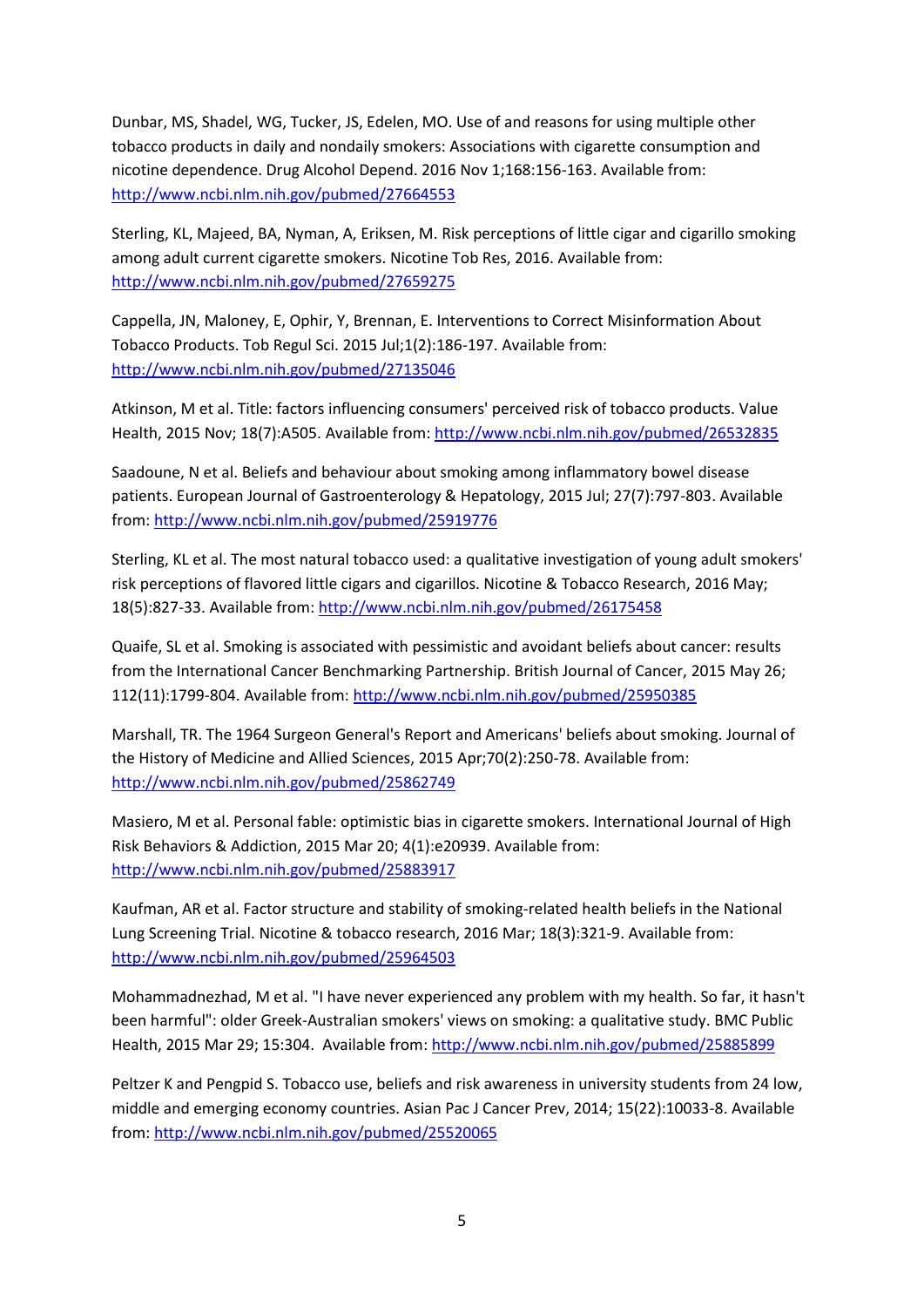Dunbar, MS, Shadel, WG, Tucker, JS, Edelen, MO. Use of and reasons for using multiple other tobacco products in daily and nondaily smokers: Associations with cigarette consumption and nicotine dependence. Drug Alcohol Depend. 2016 Nov 1;168:156-163. Available from: http://www.ncbi.nlm.nih.gov/pubmed/27664553

Sterling, KL, Majeed, BA, Nyman, A, Eriksen, M. Risk perceptions of little cigar and cigarillo smoking among adult current cigarette smokers. Nicotine Tob Res, 2016. Available from: http://www.ncbi.nlm.nih.gov/pubmed/27659275

Cappella, JN, Maloney, E, Ophir, Y, Brennan, E. Interventions to Correct Misinformation About Tobacco Products. Tob Regul Sci. 2015 Jul;1(2):186-197. Available from: http://www.ncbi.nlm.nih.gov/pubmed/27135046

Atkinson, M et al. Title: factors influencing consumers' perceived risk of tobacco products. Value Health, 2015 Nov; 18(7):A505. Available from: http://www.ncbi.nlm.nih.gov/pubmed/26532835

Saadoune, N et al. Beliefs and behaviour about smoking among inflammatory bowel disease patients. European Journal of Gastroenterology & Hepatology, 2015 Jul; 27(7):797-803. Available from: http://www.ncbi.nlm.nih.gov/pubmed/25919776

Sterling, KL et al. The most natural tobacco used: a qualitative investigation of young adult smokers' risk perceptions of flavored little cigars and cigarillos. Nicotine & Tobacco Research, 2016 May; 18(5):827-33. Available from: http://www.ncbi.nlm.nih.gov/pubmed/26175458

Quaife, SL et al. Smoking is associated with pessimistic and avoidant beliefs about cancer: results from the International Cancer Benchmarking Partnership. British Journal of Cancer, 2015 May 26; 112(11):1799-804. Available from: http://www.ncbi.nlm.nih.gov/pubmed/25950385

Marshall, TR. The 1964 Surgeon General's Report and Americans' beliefs about smoking. Journal of the History of Medicine and Allied Sciences, 2015 Apr;70(2):250-78. Available from: http://www.ncbi.nlm.nih.gov/pubmed/25862749

Masiero, M et al. Personal fable: optimistic bias in cigarette smokers. International Journal of High Risk Behaviors & Addiction, 2015 Mar 20; 4(1):e20939. Available from: http://www.ncbi.nlm.nih.gov/pubmed/25883917

Kaufman, AR et al. Factor structure and stability of smoking-related health beliefs in the National Lung Screening Trial. Nicotine & tobacco research, 2016 Mar; 18(3):321-9. Available from: http://www.ncbi.nlm.nih.gov/pubmed/25964503

Mohammadnezhad, M et al. "I have never experienced any problem with my health. So far, it hasn't been harmful": older Greek-Australian smokers' views on smoking: a qualitative study. BMC Public Health, 2015 Mar 29; 15:304. Available from: http://www.ncbi.nlm.nih.gov/pubmed/25885899

Peltzer K and Pengpid S. Tobacco use, beliefs and risk awareness in university students from 24 low, middle and emerging economy countries. Asian Pac J Cancer Prev, 2014; 15(22):10033-8. Available from: http://www.ncbi.nlm.nih.gov/pubmed/25520065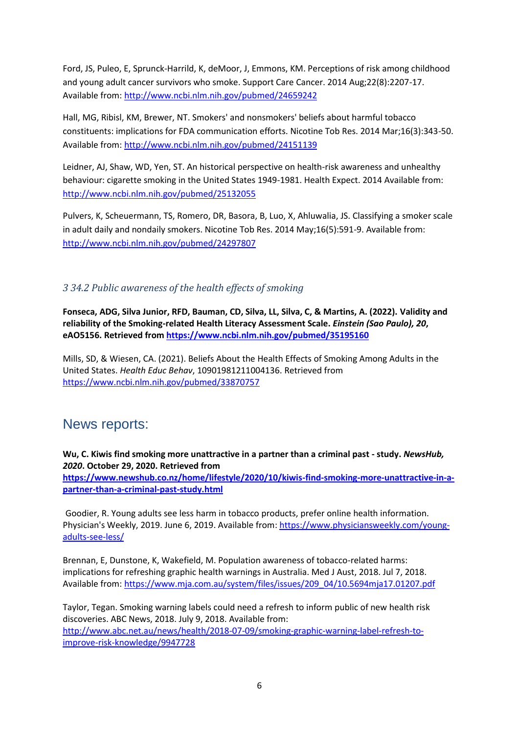Ford, JS, Puleo, E, Sprunck-Harrild, K, deMoor, J, Emmons, KM. Perceptions of risk among childhood and young adult cancer survivors who smoke. Support Care Cancer. 2014 Aug;22(8):2207-17. Available from: http://www.ncbi.nlm.nih.gov/pubmed/24659242

Hall, MG, Ribisl, KM, Brewer, NT. Smokers' and nonsmokers' beliefs about harmful tobacco constituents: implications for FDA communication efforts. Nicotine Tob Res. 2014 Mar;16(3):343-50. Available from: http://www.ncbi.nlm.nih.gov/pubmed/24151139

Leidner, AJ, Shaw, WD, Yen, ST. An historical perspective on health-risk awareness and unhealthy behaviour: cigarette smoking in the United States 1949-1981. Health Expect. 2014 Available from: http://www.ncbi.nlm.nih.gov/pubmed/25132055

Pulvers, K, Scheuermann, TS, Romero, DR, Basora, B, Luo, X, Ahluwalia, JS. Classifying a smoker scale in adult daily and nondaily smokers. Nicotine Tob Res. 2014 May;16(5):591-9. Available from: http://www.ncbi.nlm.nih.gov/pubmed/24297807

### *3 34.2 Public awareness of the health effects of smoking*

**Fonseca, ADG, Silva Junior, RFD, Bauman, CD, Silva, LL, Silva, C, & Martins, A. (2022). Validity and reliability of the Smoking-related Health Literacy Assessment Scale. *Einstein (Sao Paulo), 20*, eAO5156. Retrieved from https://www.ncbi.nlm.nih.gov/pubmed/35195160**

Mills, SD, & Wiesen, CA. (2021). Beliefs About the Health Effects of Smoking Among Adults in the United States. *Health Educ Behav*, 10901981211004136. Retrieved from https://www.ncbi.nlm.nih.gov/pubmed/33870757

## News reports:

**Wu, C. Kiwis find smoking more unattractive in a partner than a criminal past - study. *NewsHub, 2020*. October 29, 2020. Retrieved from https://www.newshub.co.nz/home/lifestyle/2020/10/kiwis-find-smoking-more-unattractive-in-a-partner-than-a-criminal-past-study.html**

Goodier, R. Young adults see less harm in tobacco products, prefer online health information. Physician's Weekly, 2019. June 6, 2019. Available from: https://www.physiciansweekly.com/young-adults-see-less/

Brennan, E, Dunstone, K, Wakefield, M. Population awareness of tobacco-related harms: implications for refreshing graphic health warnings in Australia. Med J Aust, 2018. Jul 7, 2018. Available from: https://www.mja.com.au/system/files/issues/209_04/10.5694mja17.01207.pdf

Taylor, Tegan. Smoking warning labels could need a refresh to inform public of new health risk discoveries. ABC News, 2018. July 9, 2018. Available from: http://www.abc.net.au/news/health/2018-07-09/smoking-graphic-warning-label-refresh-to-improve-risk-knowledge/9947728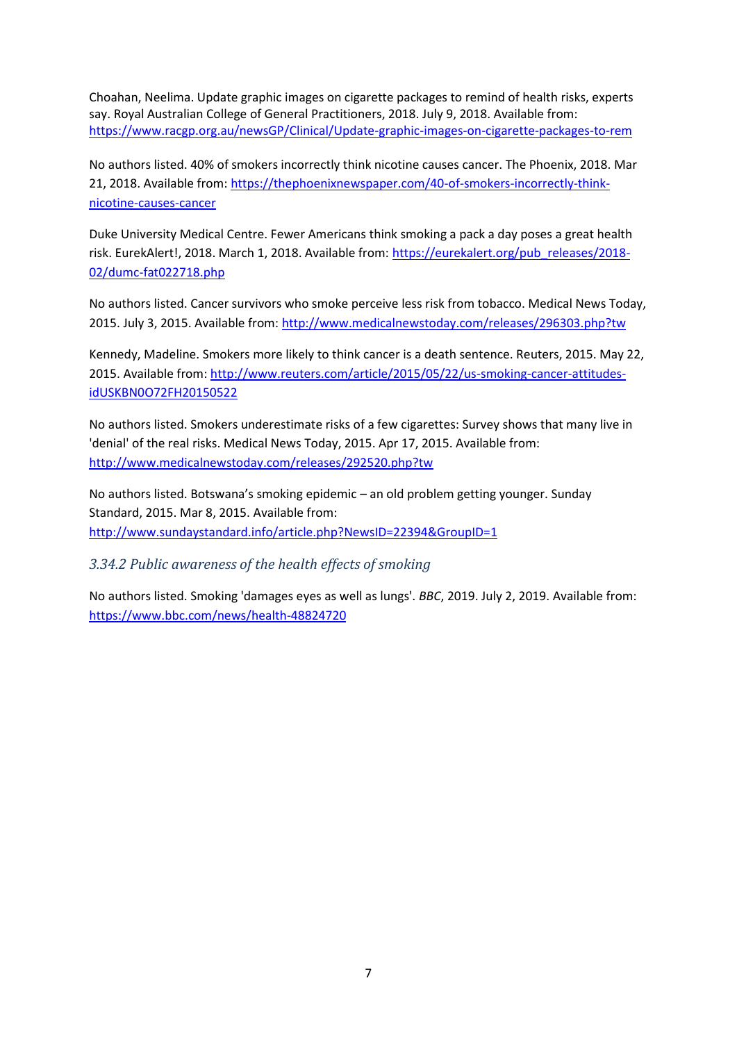Choahan, Neelima. Update graphic images on cigarette packages to remind of health risks, experts say. Royal Australian College of General Practitioners, 2018. July 9, 2018. Available from: https://www.racgp.org.au/newsGP/Clinical/Update-graphic-images-on-cigarette-packages-to-rem

No authors listed. 40% of smokers incorrectly think nicotine causes cancer. The Phoenix, 2018. Mar 21, 2018. Available from: https://thephoenixnewspaper.com/40-of-smokers-incorrectly-think-nicotine-causes-cancer

Duke University Medical Centre. Fewer Americans think smoking a pack a day poses a great health risk. EurekAlert!, 2018. March 1, 2018. Available from: https://eurekalert.org/pub_releases/2018-02/dumc-fat022718.php

No authors listed. Cancer survivors who smoke perceive less risk from tobacco. Medical News Today, 2015. July 3, 2015. Available from: http://www.medicalnewstoday.com/releases/296303.php?tw

Kennedy, Madeline. Smokers more likely to think cancer is a death sentence. Reuters, 2015. May 22, 2015. Available from: http://www.reuters.com/article/2015/05/22/us-smoking-cancer-attitudes-idUSKBN0O72FH20150522

No authors listed. Smokers underestimate risks of a few cigarettes: Survey shows that many live in 'denial' of the real risks. Medical News Today, 2015. Apr 17, 2015. Available from: http://www.medicalnewstoday.com/releases/292520.php?tw

No authors listed. Botswana's smoking epidemic – an old problem getting younger. Sunday Standard, 2015. Mar 8, 2015. Available from: http://www.sundaystandard.info/article.php?NewsID=22394&GroupID=1

### *3.34.2 Public awareness of the health effects of smoking*

No authors listed. Smoking 'damages eyes as well as lungs'. *BBC*, 2019. July 2, 2019. Available from: https://www.bbc.com/news/health-48824720